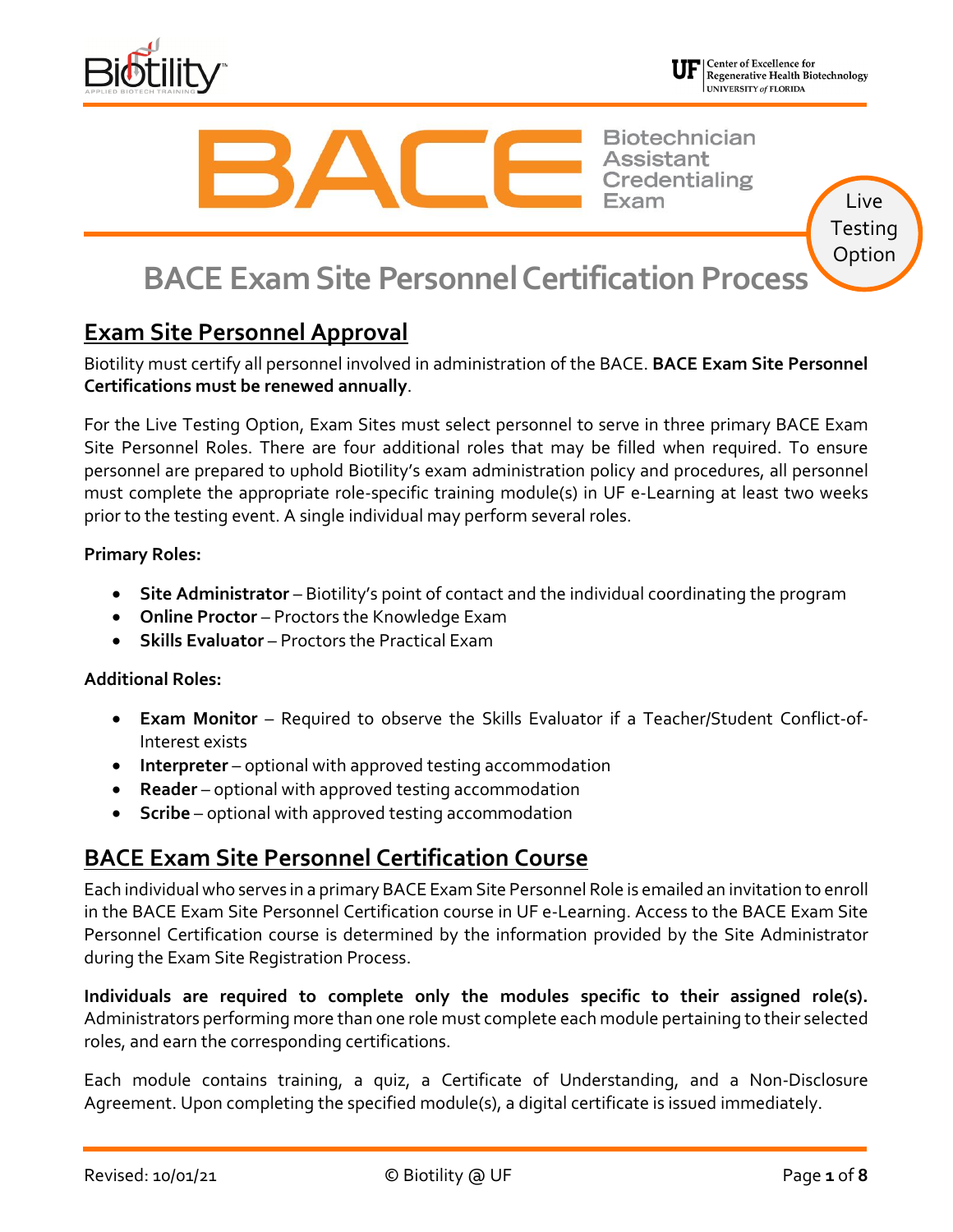BACE Biotechnician Assistant Credentialing Exam

Live Testing Option

# BACE Exam Site Personnel Certification Process

## Exam Site Personnel Approval

Biotility must certify all personnel involved in administration of the BACE. **BACE Exam Site Personnel Certifications must be renewed annually**.

For the Live Testing Option, Exam Sites must select personnel to serve in three primary BACE Exam Site Personnel Roles. There are four additional roles that may be filled when required. To ensure personnel are prepared to uphold Biotility's exam administration policy and procedures, all personnel must complete the appropriate role-specific training module(s) in UF e-Learning at least two weeks prior to the testing event. A single individual may perform several roles.

**Primary Roles:**

- **Site Administrator** – Biotility's point of contact and the individual coordinating the program
- **Online Proctor** – Proctors the Knowledge Exam
- **Skills Evaluator** – Proctors the Practical Exam

**Additional Roles:**

- **Exam Monitor** – Required to observe the Skills Evaluator if a Teacher/Student Conflict-of-Interest exists
- **Interpreter** – optional with approved testing accommodation
- **Reader** – optional with approved testing accommodation
- **Scribe** – optional with approved testing accommodation

## BACE Exam Site Personnel Certification Course

Each individual who serves in a primary BACE Exam Site Personnel Role is emailed an invitation to enroll in the BACE Exam Site Personnel Certification course in UF e-Learning. Access to the BACE Exam Site Personnel Certification course is determined by the information provided by the Site Administrator during the Exam Site Registration Process.

**Individuals are required to complete only the modules specific to their assigned role(s).** Administrators performing more than one role must complete each module pertaining to their selected roles, and earn the corresponding certifications.

Each module contains training, a quiz, a Certificate of Understanding, and a Non-Disclosure Agreement. Upon completing the specified module(s), a digital certificate is issued immediately.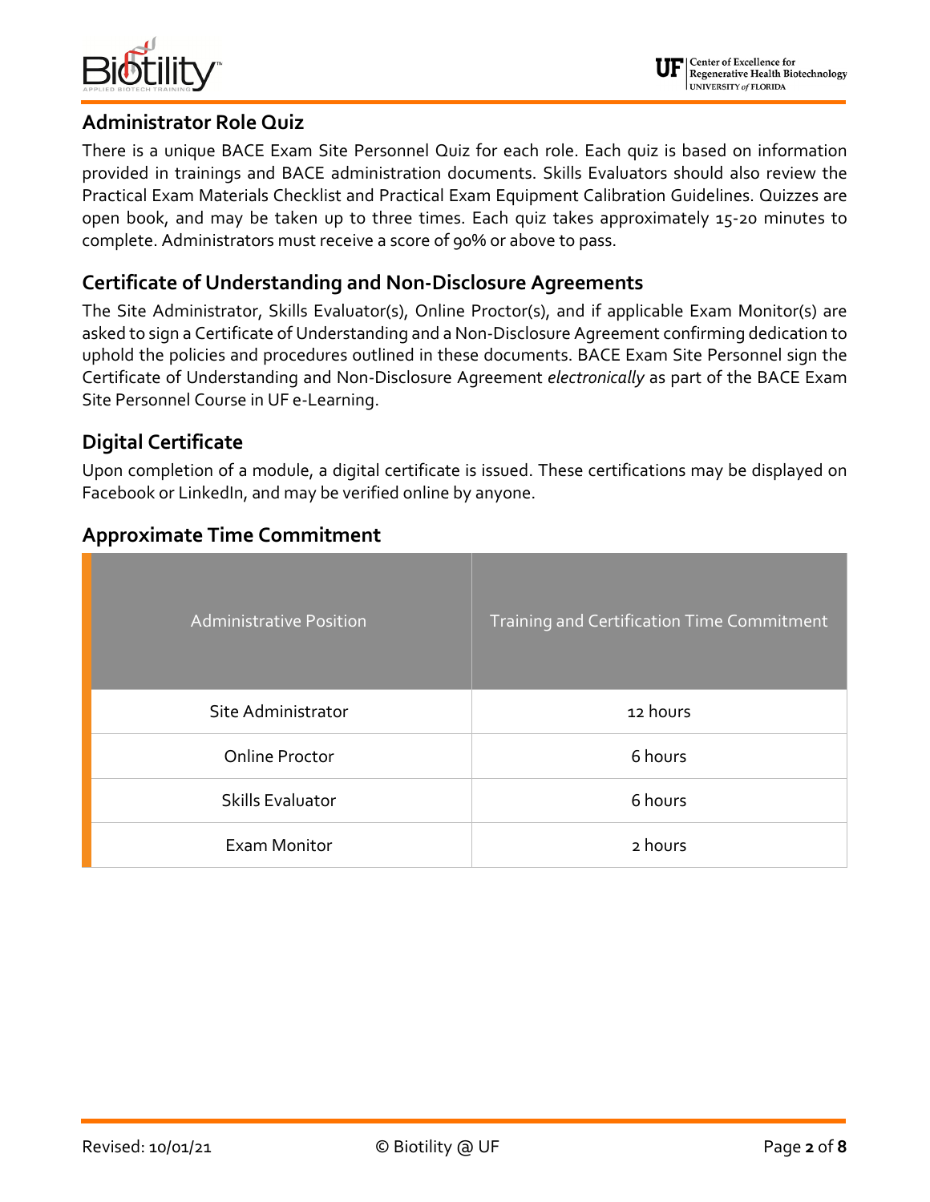## Administrator Role Quiz

There is a unique BACE Exam Site Personnel Quiz for each role. Each quiz is based on information provided in trainings and BACE administration documents. Skills Evaluators should also review the Practical Exam Materials Checklist and Practical Exam Equipment Calibration Guidelines. Quizzes are open book, and may be taken up to three times. Each quiz takes approximately 15-20 minutes to complete. Administrators must receive a score of 90% or above to pass.

## Certificate of Understanding and Non-Disclosure Agreements

The Site Administrator, Skills Evaluator(s), Online Proctor(s), and if applicable Exam Monitor(s) are asked to sign a Certificate of Understanding and a Non-Disclosure Agreement confirming dedication to uphold the policies and procedures outlined in these documents. BACE Exam Site Personnel sign the Certificate of Understanding and Non-Disclosure Agreement *electronically* as part of the BACE Exam Site Personnel Course in UF e-Learning.

## Digital Certificate

Upon completion of a module, a digital certificate is issued. These certifications may be displayed on Facebook or LinkedIn, and may be verified online by anyone.

## Approximate Time Commitment

| Administrative Position | Training and Certification Time Commitment |
|---|---|
| Site Administrator | 12 hours |
| Online Proctor | 6 hours |
| Skills Evaluator | 6 hours |
| Exam Monitor | 2 hours |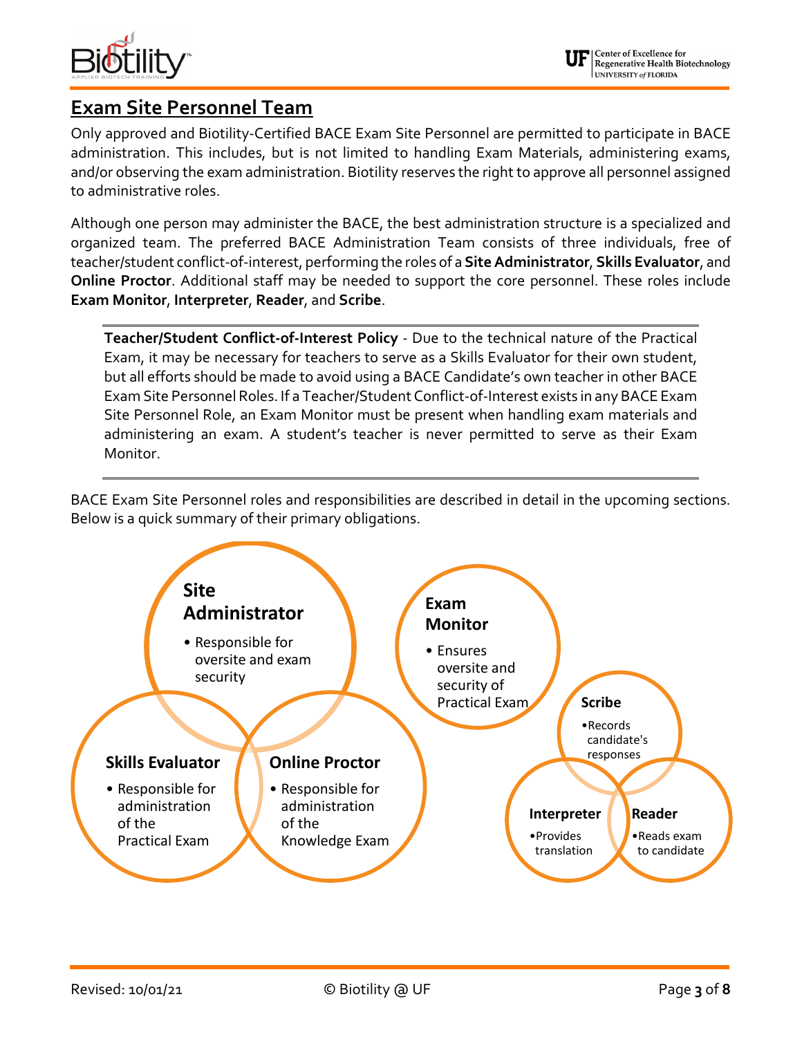## Exam Site Personnel Team

Only approved and Biotility-Certified BACE Exam Site Personnel are permitted to participate in BACE administration. This includes, but is not limited to handling Exam Materials, administering exams, and/or observing the exam administration. Biotility reserves the right to approve all personnel assigned to administrative roles.

Although one person may administer the BACE, the best administration structure is a specialized and organized team. The preferred BACE Administration Team consists of three individuals, free of teacher/student conflict-of-interest, performing the roles of a **Site Administrator**, **Skills Evaluator**, and **Online Proctor**. Additional staff may be needed to support the core personnel. These roles include **Exam Monitor**, **Interpreter**, **Reader**, and **Scribe**.

> **Teacher/Student Conflict-of-Interest Policy** - Due to the technical nature of the Practical Exam, it may be necessary for teachers to serve as a Skills Evaluator for their own student, but all efforts should be made to avoid using a BACE Candidate's own teacher in other BACE Exam Site Personnel Roles. If a Teacher/Student Conflict-of-Interest exists in any BACE Exam Site Personnel Role, an Exam Monitor must be present when handling exam materials and administering an exam. A student's teacher is never permitted to serve as their Exam Monitor.

BACE Exam Site Personnel roles and responsibilities are described in detail in the upcoming sections. Below is a quick summary of their primary obligations.

**Site Administrator**
- Responsible for oversite and exam security

**Skills Evaluator**
- Responsible for administration of the Practical Exam

**Online Proctor**
- Responsible for administration of the Knowledge Exam

**Exam Monitor**
- Ensures oversite and security of Practical Exam

**Scribe**
- Records candidate's responses

**Interpreter**
- Provides translation

**Reader**
- Reads exam to candidate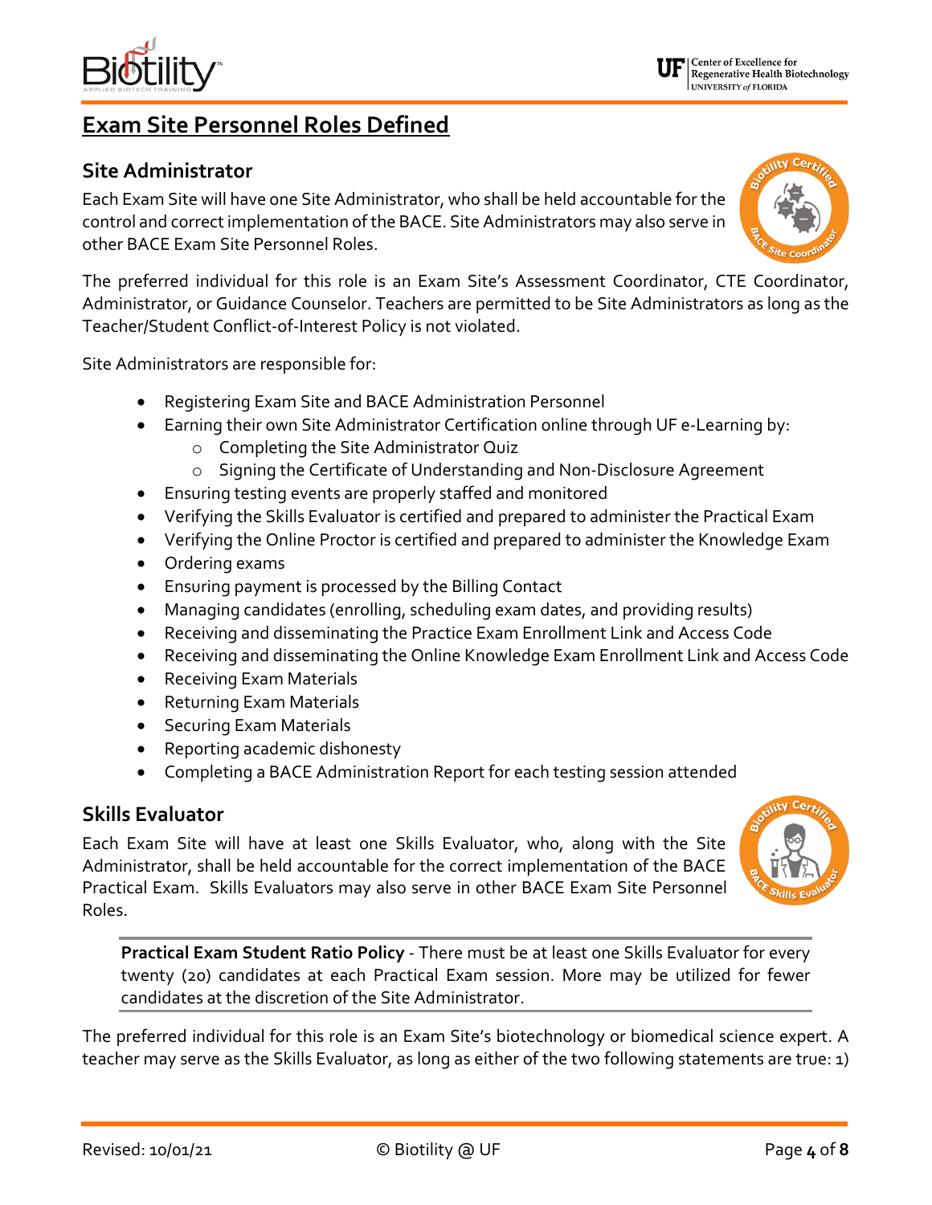# Exam Site Personnel Roles Defined

## Site Administrator

Each Exam Site will have one Site Administrator, who shall be held accountable for the control and correct implementation of the BACE. Site Administrators may also serve in other BACE Exam Site Personnel Roles.

The preferred individual for this role is an Exam Site's Assessment Coordinator, CTE Coordinator, Administrator, or Guidance Counselor. Teachers are permitted to be Site Administrators as long as the Teacher/Student Conflict-of-Interest Policy is not violated.

Site Administrators are responsible for:

- Registering Exam Site and BACE Administration Personnel
- Earning their own Site Administrator Certification online through UF e-Learning by:
  - Completing the Site Administrator Quiz
  - Signing the Certificate of Understanding and Non-Disclosure Agreement
- Ensuring testing events are properly staffed and monitored
- Verifying the Skills Evaluator is certified and prepared to administer the Practical Exam
- Verifying the Online Proctor is certified and prepared to administer the Knowledge Exam
- Ordering exams
- Ensuring payment is processed by the Billing Contact
- Managing candidates (enrolling, scheduling exam dates, and providing results)
- Receiving and disseminating the Practice Exam Enrollment Link and Access Code
- Receiving and disseminating the Online Knowledge Exam Enrollment Link and Access Code
- Receiving Exam Materials
- Returning Exam Materials
- Securing Exam Materials
- Reporting academic dishonesty
- Completing a BACE Administration Report for each testing session attended

## Skills Evaluator

Each Exam Site will have at least one Skills Evaluator, who, along with the Site Administrator, shall be held accountable for the correct implementation of the BACE Practical Exam. Skills Evaluators may also serve in other BACE Exam Site Personnel Roles.

> **Practical Exam Student Ratio Policy** - There must be at least one Skills Evaluator for every twenty (20) candidates at each Practical Exam session. More may be utilized for fewer candidates at the discretion of the Site Administrator.

The preferred individual for this role is an Exam Site's biotechnology or biomedical science expert. A teacher may serve as the Skills Evaluator, as long as either of the two following statements are true: 1)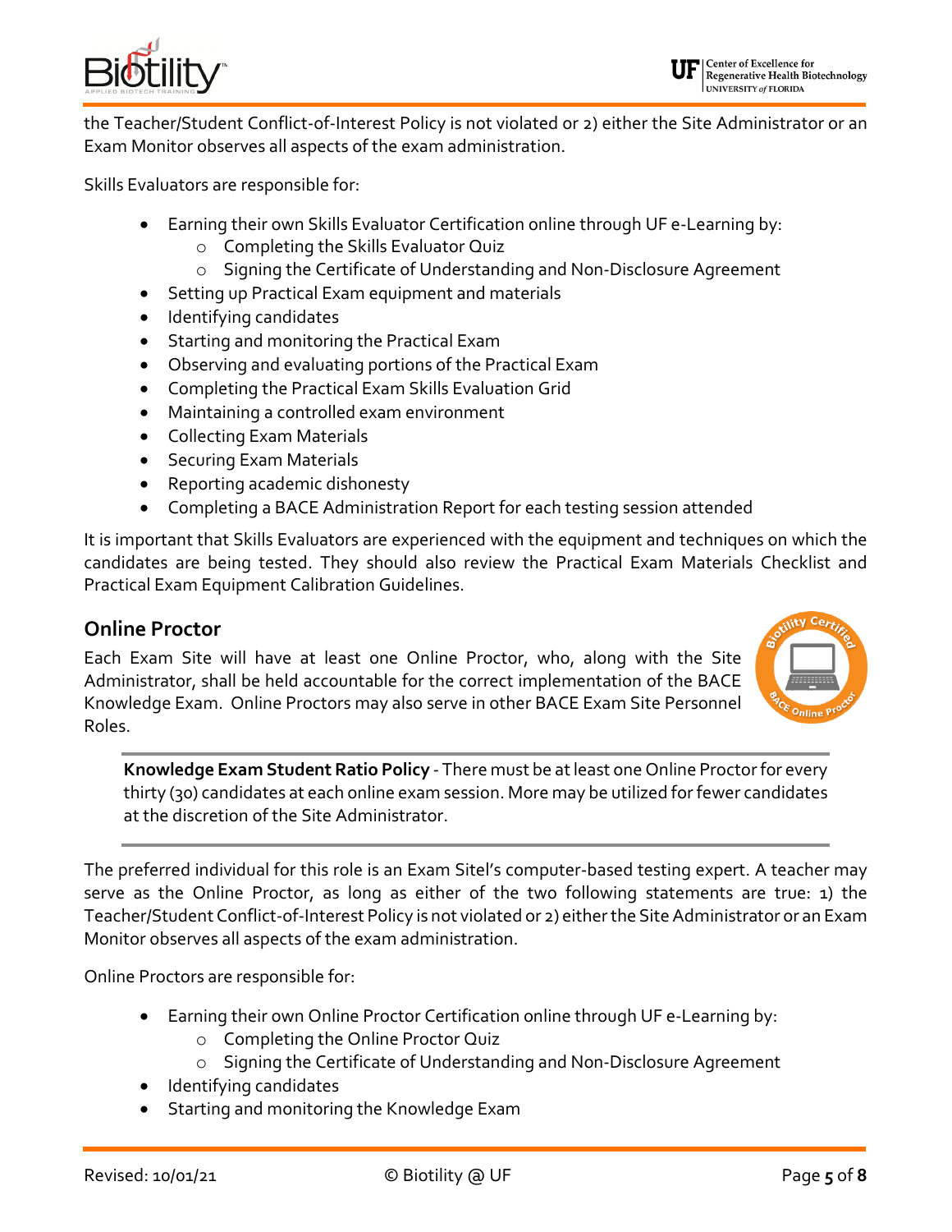the Teacher/Student Conflict-of-Interest Policy is not violated or 2) either the Site Administrator or an Exam Monitor observes all aspects of the exam administration.

Skills Evaluators are responsible for:

- Earning their own Skills Evaluator Certification online through UF e-Learning by:
  - Completing the Skills Evaluator Quiz
  - Signing the Certificate of Understanding and Non-Disclosure Agreement
- Setting up Practical Exam equipment and materials
- Identifying candidates
- Starting and monitoring the Practical Exam
- Observing and evaluating portions of the Practical Exam
- Completing the Practical Exam Skills Evaluation Grid
- Maintaining a controlled exam environment
- Collecting Exam Materials
- Securing Exam Materials
- Reporting academic dishonesty
- Completing a BACE Administration Report for each testing session attended

It is important that Skills Evaluators are experienced with the equipment and techniques on which the candidates are being tested. They should also review the Practical Exam Materials Checklist and Practical Exam Equipment Calibration Guidelines.

## Online Proctor

Each Exam Site will have at least one Online Proctor, who, along with the Site Administrator, shall be held accountable for the correct implementation of the BACE Knowledge Exam. Online Proctors may also serve in other BACE Exam Site Personnel Roles.

**Knowledge Exam Student Ratio Policy** - There must be at least one Online Proctor for every thirty (30) candidates at each online exam session. More may be utilized for fewer candidates at the discretion of the Site Administrator.

The preferred individual for this role is an Exam Sitel's computer-based testing expert. A teacher may serve as the Online Proctor, as long as either of the two following statements are true: 1) the Teacher/Student Conflict-of-Interest Policy is not violated or 2) either the Site Administrator or an Exam Monitor observes all aspects of the exam administration.

Online Proctors are responsible for:

- Earning their own Online Proctor Certification online through UF e-Learning by:
  - Completing the Online Proctor Quiz
  - Signing the Certificate of Understanding and Non-Disclosure Agreement
- Identifying candidates
- Starting and monitoring the Knowledge Exam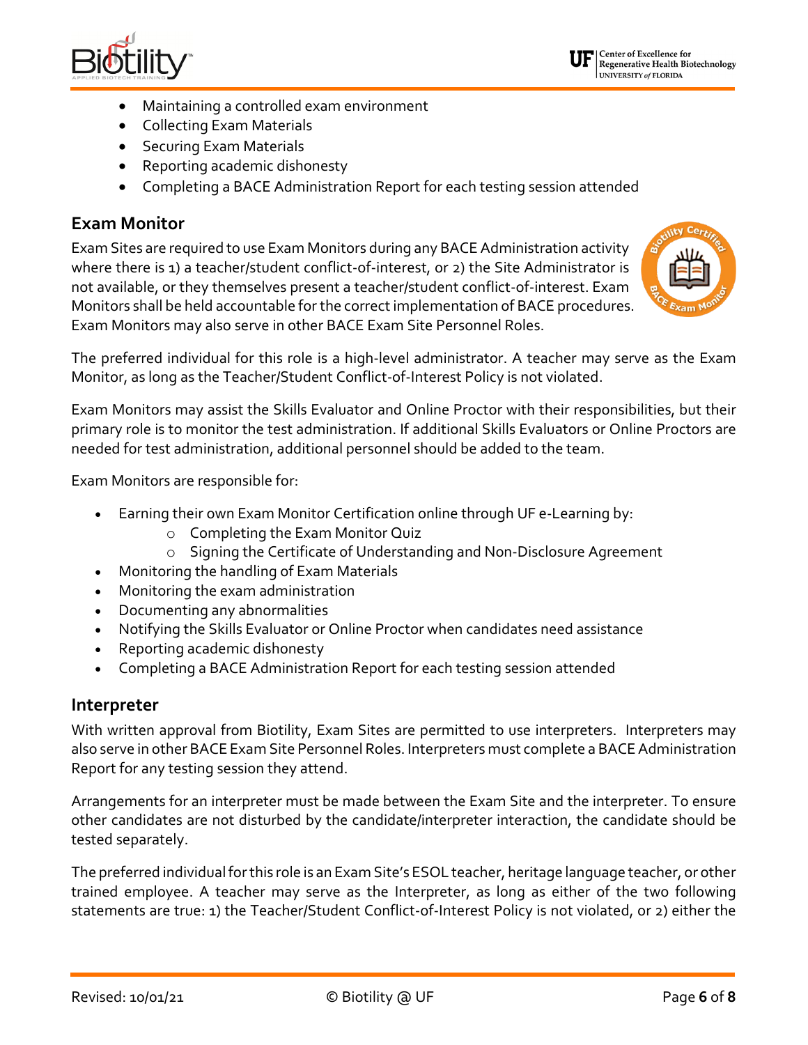- Maintaining a controlled exam environment
- Collecting Exam Materials
- Securing Exam Materials
- Reporting academic dishonesty
- Completing a BACE Administration Report for each testing session attended

## Exam Monitor

Exam Sites are required to use Exam Monitors during any BACE Administration activity where there is 1) a teacher/student conflict-of-interest, or 2) the Site Administrator is not available, or they themselves present a teacher/student conflict-of-interest. Exam Monitors shall be held accountable for the correct implementation of BACE procedures. Exam Monitors may also serve in other BACE Exam Site Personnel Roles.

The preferred individual for this role is a high-level administrator. A teacher may serve as the Exam Monitor, as long as the Teacher/Student Conflict-of-Interest Policy is not violated.

Exam Monitors may assist the Skills Evaluator and Online Proctor with their responsibilities, but their primary role is to monitor the test administration. If additional Skills Evaluators or Online Proctors are needed for test administration, additional personnel should be added to the team.

Exam Monitors are responsible for:

- Earning their own Exam Monitor Certification online through UF e-Learning by:
  - Completing the Exam Monitor Quiz
  - Signing the Certificate of Understanding and Non-Disclosure Agreement
- Monitoring the handling of Exam Materials
- Monitoring the exam administration
- Documenting any abnormalities
- Notifying the Skills Evaluator or Online Proctor when candidates need assistance
- Reporting academic dishonesty
- Completing a BACE Administration Report for each testing session attended

## Interpreter

With written approval from Biotility, Exam Sites are permitted to use interpreters. Interpreters may also serve in other BACE Exam Site Personnel Roles. Interpreters must complete a BACE Administration Report for any testing session they attend.

Arrangements for an interpreter must be made between the Exam Site and the interpreter. To ensure other candidates are not disturbed by the candidate/interpreter interaction, the candidate should be tested separately.

The preferred individual for this role is an Exam Site's ESOL teacher, heritage language teacher, or other trained employee. A teacher may serve as the Interpreter, as long as either of the two following statements are true: 1) the Teacher/Student Conflict-of-Interest Policy is not violated, or 2) either the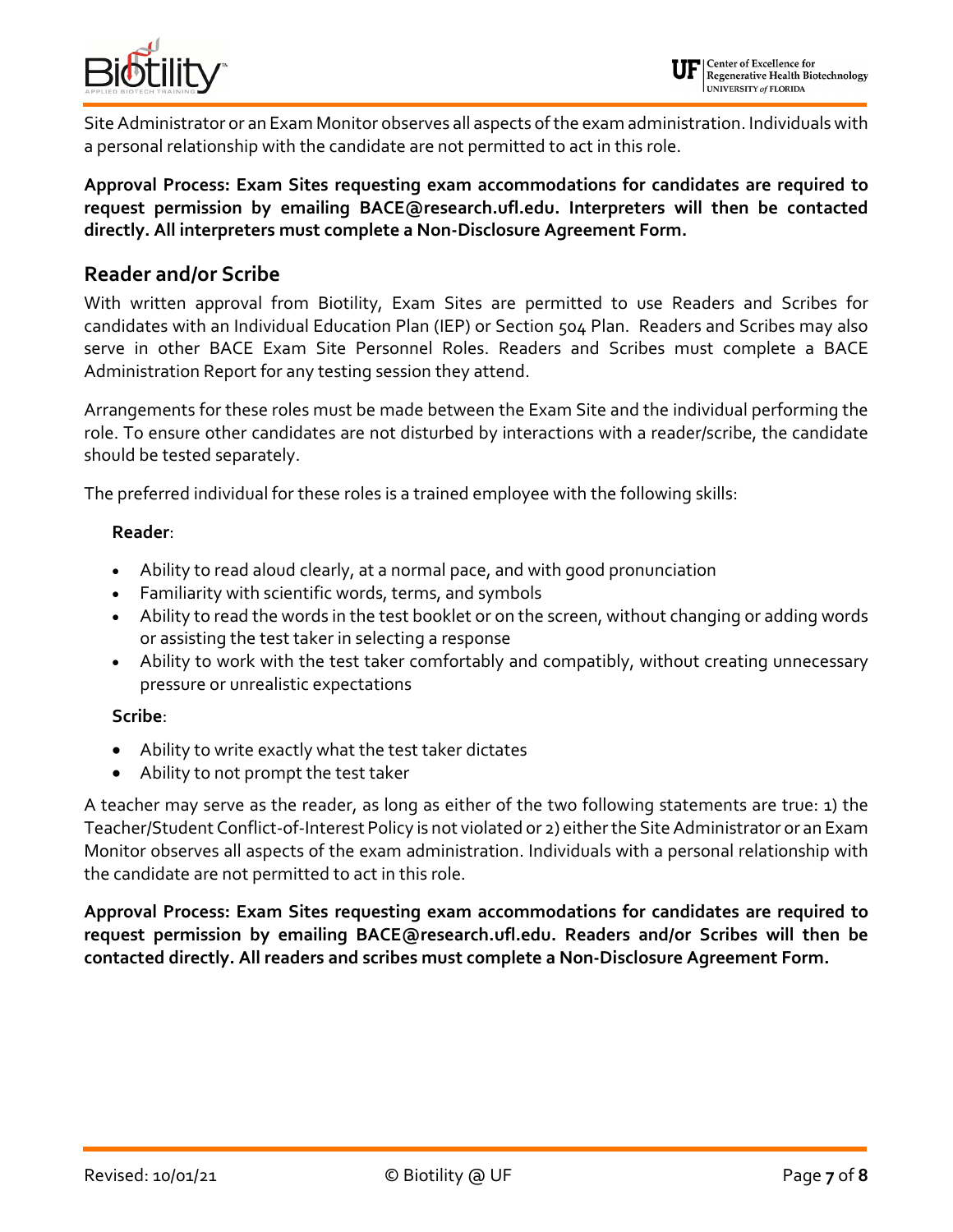Site Administrator or an Exam Monitor observes all aspects of the exam administration. Individuals with a personal relationship with the candidate are not permitted to act in this role.

**Approval Process: Exam Sites requesting exam accommodations for candidates are required to request permission by emailing BACE@research.ufl.edu. Interpreters will then be contacted directly. All interpreters must complete a Non-Disclosure Agreement Form.**

## Reader and/or Scribe

With written approval from Biotility, Exam Sites are permitted to use Readers and Scribes for candidates with an Individual Education Plan (IEP) or Section 504 Plan. Readers and Scribes may also serve in other BACE Exam Site Personnel Roles. Readers and Scribes must complete a BACE Administration Report for any testing session they attend.

Arrangements for these roles must be made between the Exam Site and the individual performing the role. To ensure other candidates are not disturbed by interactions with a reader/scribe, the candidate should be tested separately.

The preferred individual for these roles is a trained employee with the following skills:

**Reader**:

- Ability to read aloud clearly, at a normal pace, and with good pronunciation
- Familiarity with scientific words, terms, and symbols
- Ability to read the words in the test booklet or on the screen, without changing or adding words or assisting the test taker in selecting a response
- Ability to work with the test taker comfortably and compatibly, without creating unnecessary pressure or unrealistic expectations

**Scribe**:

- Ability to write exactly what the test taker dictates
- Ability to not prompt the test taker

A teacher may serve as the reader, as long as either of the two following statements are true: 1) the Teacher/Student Conflict-of-Interest Policy is not violated or 2) either the Site Administrator or an Exam Monitor observes all aspects of the exam administration. Individuals with a personal relationship with the candidate are not permitted to act in this role.

**Approval Process: Exam Sites requesting exam accommodations for candidates are required to request permission by emailing BACE@research.ufl.edu. Readers and/or Scribes will then be contacted directly. All readers and scribes must complete a Non-Disclosure Agreement Form.**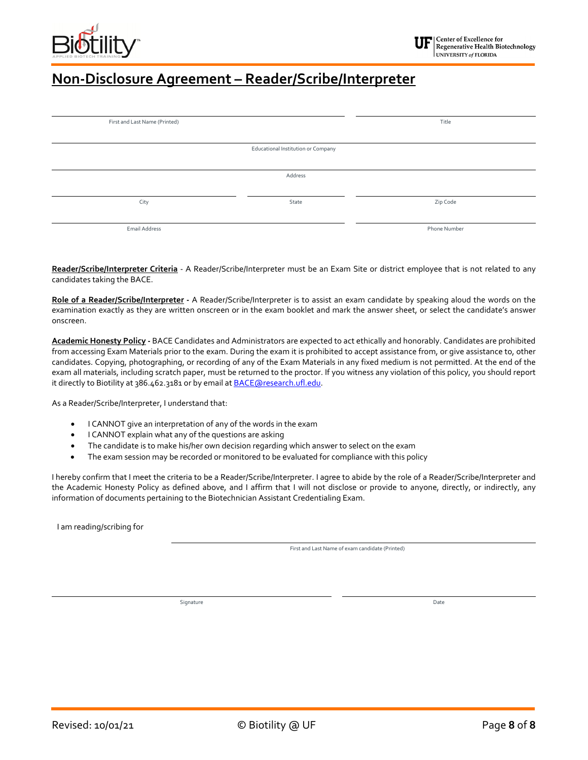# Non-Disclosure Agreement – Reader/Scribe/Interpreter

First and Last Name (Printed)

Title

Educational Institution or Company

Address

City

State

Zip Code

Email Address

Phone Number

**Reader/Scribe/Interpreter Criteria** - A Reader/Scribe/Interpreter must be an Exam Site or district employee that is not related to any candidates taking the BACE.

**Role of a Reader/Scribe/Interpreter -** A Reader/Scribe/Interpreter is to assist an exam candidate by speaking aloud the words on the examination exactly as they are written onscreen or in the exam booklet and mark the answer sheet, or select the candidate's answer onscreen.

**Academic Honesty Policy -** BACE Candidates and Administrators are expected to act ethically and honorably. Candidates are prohibited from accessing Exam Materials prior to the exam. During the exam it is prohibited to accept assistance from, or give assistance to, other candidates. Copying, photographing, or recording of any of the Exam Materials in any fixed medium is not permitted. At the end of the exam all materials, including scratch paper, must be returned to the proctor. If you witness any violation of this policy, you should report it directly to Biotility at 386.462.3181 or by email at BACE@research.ufl.edu.

As a Reader/Scribe/Interpreter, I understand that:

- I CANNOT give an interpretation of any of the words in the exam
- I CANNOT explain what any of the questions are asking
- The candidate is to make his/her own decision regarding which answer to select on the exam
- The exam session may be recorded or monitored to be evaluated for compliance with this policy

I hereby confirm that I meet the criteria to be a Reader/Scribe/Interpreter. I agree to abide by the role of a Reader/Scribe/Interpreter and the Academic Honesty Policy as defined above, and I affirm that I will not disclose or provide to anyone, directly, or indirectly, any information of documents pertaining to the Biotechnician Assistant Credentialing Exam.

I am reading/scribing for

First and Last Name of exam candidate (Printed)

Signature

Date